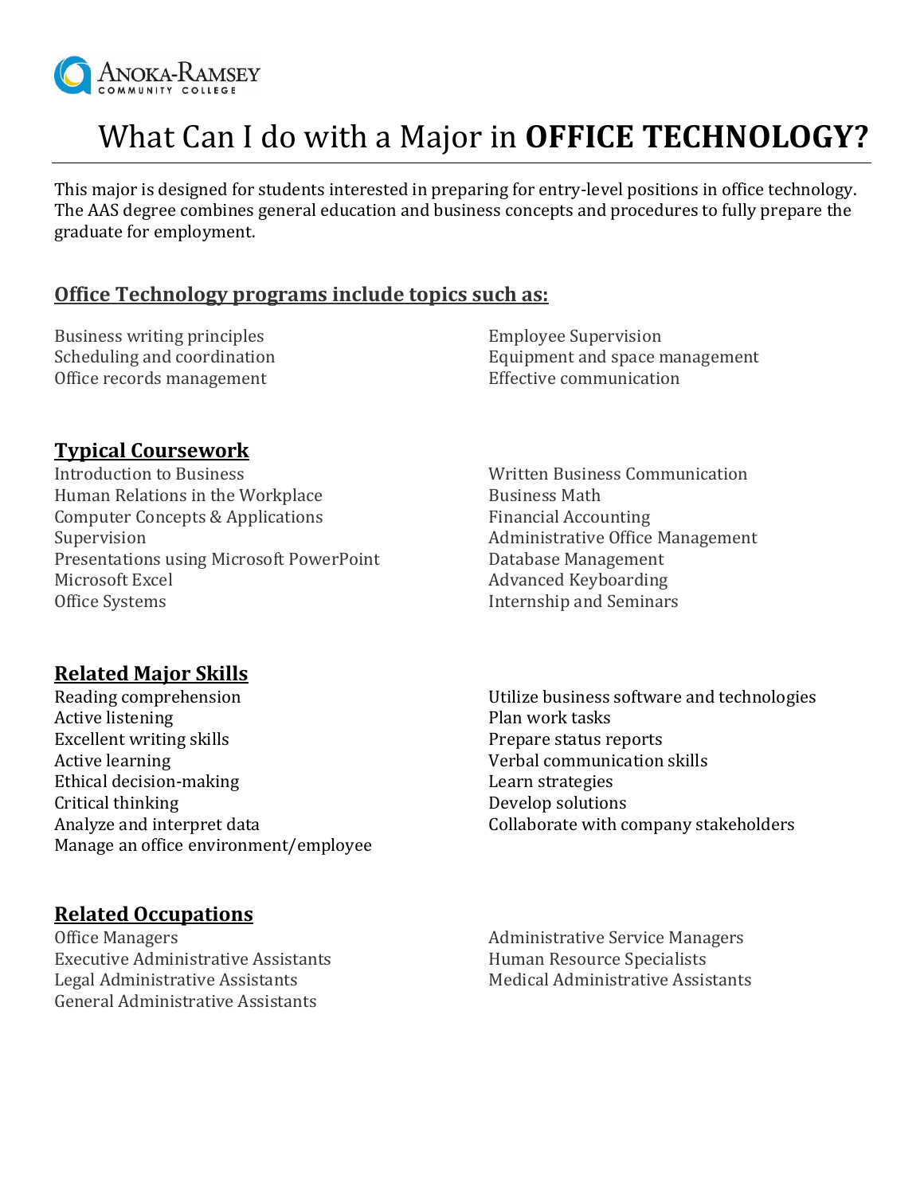# What Can I do with a Major in **OFFICE TECHNOLOGY?**

This major is designed for students interested in preparing for entry-level positions in office technology. The AAS degree combines general education and business concepts and procedures to fully prepare the graduate for employment.

## Office Technology programs include topics such as:

- Business writing principles
- Scheduling and coordination
- Office records management
- Employee Supervision
- Equipment and space management
- Effective communication

## Typical Coursework

- Introduction to Business
- Human Relations in the Workplace
- Computer Concepts & Applications
- Supervision
- Presentations using Microsoft PowerPoint
- Microsoft Excel
- Office Systems
- Written Business Communication
- Business Math
- Financial Accounting
- Administrative Office Management
- Database Management
- Advanced Keyboarding
- Internship and Seminars

## Related Major Skills

- Reading comprehension
- Active listening
- Excellent writing skills
- Active learning
- Ethical decision-making
- Critical thinking
- Analyze and interpret data
- Manage an office environment/employee
- Utilize business software and technologies
- Plan work tasks
- Prepare status reports
- Verbal communication skills
- Learn strategies
- Develop solutions
- Collaborate with company stakeholders

## Related Occupations

- Office Managers
- Executive Administrative Assistants
- Legal Administrative Assistants
- General Administrative Assistants
- Administrative Service Managers
- Human Resource Specialists
- Medical Administrative Assistants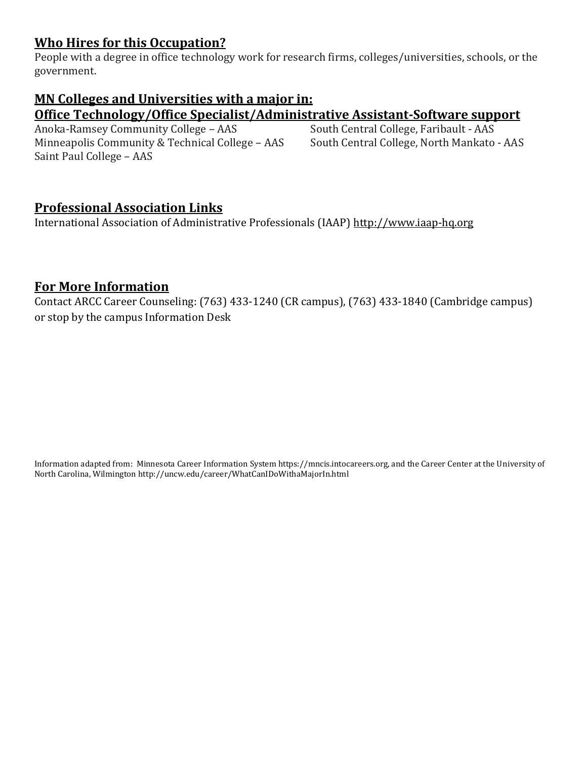## Who Hires for this Occupation?

People with a degree in office technology work for research firms, colleges/universities, schools, or the government.

## MN Colleges and Universities with a major in: Office Technology/Office Specialist/Administrative Assistant-Software support

Anoka-Ramsey Community College – AAS
Minneapolis Community & Technical College – AAS
Saint Paul College – AAS
South Central College, Faribault - AAS
South Central College, North Mankato - AAS

## Professional Association Links

International Association of Administrative Professionals (IAAP) http://www.iaap-hq.org

## For More Information

Contact ARCC Career Counseling: (763) 433-1240 (CR campus), (763) 433-1840 (Cambridge campus) or stop by the campus Information Desk

Information adapted from: Minnesota Career Information System https://mncis.intocareers.org, and the Career Center at the University of North Carolina, Wilmington http://uncw.edu/career/WhatCanIDoWithaMajorIn.html